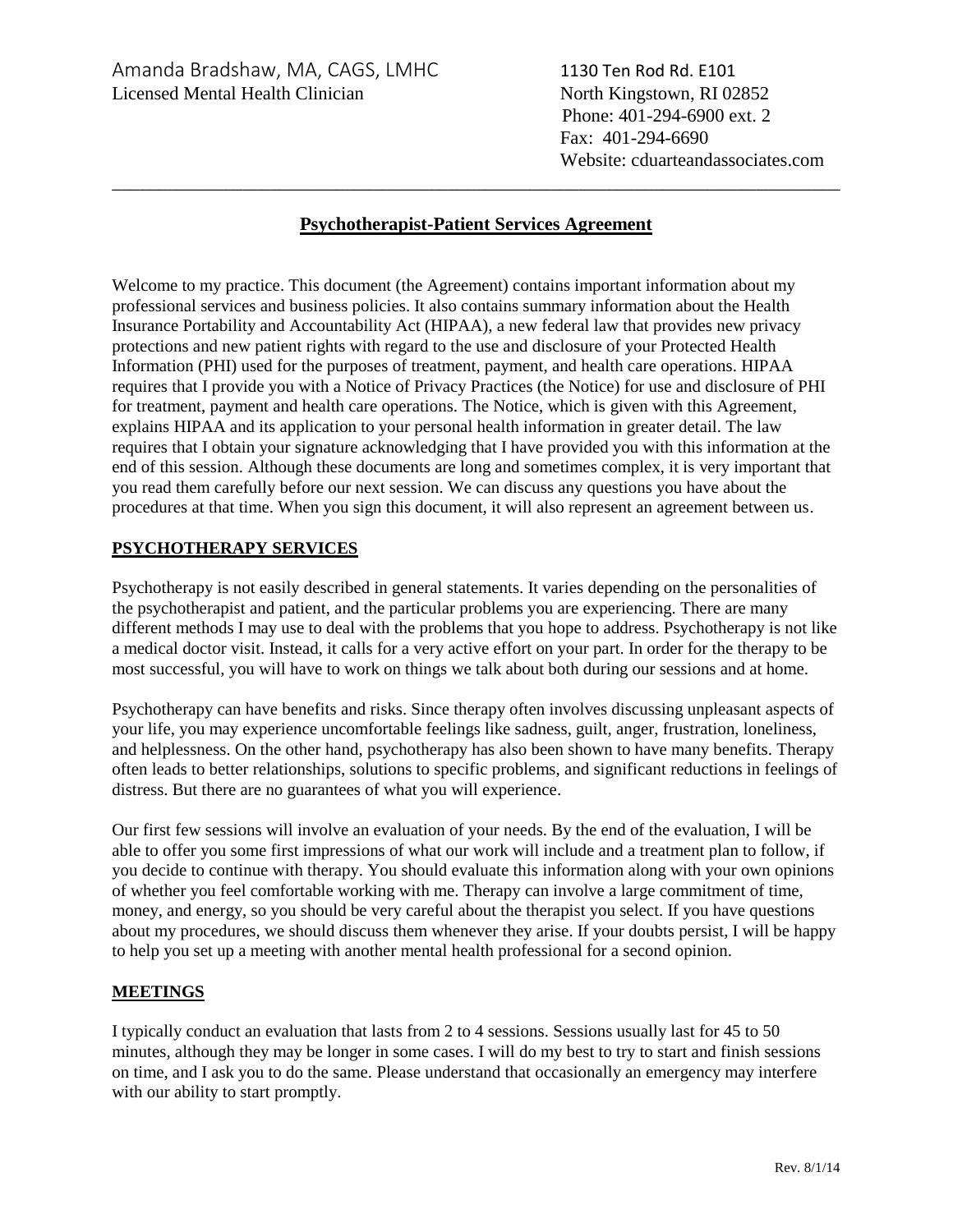Amanda Bradshaw, MA, CAGS, LMHC
Licensed Mental Health Clinician

1130 Ten Rod Rd. E101
North Kingstown, RI 02852
Phone: 401-294-6900 ext. 2
Fax: 401-294-6690
Website: cduarteandassociates.com

---

# Psychotherapist-Patient Services Agreement

Welcome to my practice. This document (the Agreement) contains important information about my professional services and business policies. It also contains summary information about the Health Insurance Portability and Accountability Act (HIPAA), a new federal law that provides new privacy protections and new patient rights with regard to the use and disclosure of your Protected Health Information (PHI) used for the purposes of treatment, payment, and health care operations. HIPAA requires that I provide you with a Notice of Privacy Practices (the Notice) for use and disclosure of PHI for treatment, payment and health care operations. The Notice, which is given with this Agreement, explains HIPAA and its application to your personal health information in greater detail. The law requires that I obtain your signature acknowledging that I have provided you with this information at the end of this session. Although these documents are long and sometimes complex, it is very important that you read them carefully before our next session. We can discuss any questions you have about the procedures at that time. When you sign this document, it will also represent an agreement between us.

## PSYCHOTHERAPY SERVICES

Psychotherapy is not easily described in general statements. It varies depending on the personalities of the psychotherapist and patient, and the particular problems you are experiencing. There are many different methods I may use to deal with the problems that you hope to address. Psychotherapy is not like a medical doctor visit. Instead, it calls for a very active effort on your part. In order for the therapy to be most successful, you will have to work on things we talk about both during our sessions and at home.

Psychotherapy can have benefits and risks. Since therapy often involves discussing unpleasant aspects of your life, you may experience uncomfortable feelings like sadness, guilt, anger, frustration, loneliness, and helplessness. On the other hand, psychotherapy has also been shown to have many benefits. Therapy often leads to better relationships, solutions to specific problems, and significant reductions in feelings of distress. But there are no guarantees of what you will experience.

Our first few sessions will involve an evaluation of your needs. By the end of the evaluation, I will be able to offer you some first impressions of what our work will include and a treatment plan to follow, if you decide to continue with therapy. You should evaluate this information along with your own opinions of whether you feel comfortable working with me. Therapy can involve a large commitment of time, money, and energy, so you should be very careful about the therapist you select. If you have questions about my procedures, we should discuss them whenever they arise. If your doubts persist, I will be happy to help you set up a meeting with another mental health professional for a second opinion.

## MEETINGS

I typically conduct an evaluation that lasts from 2 to 4 sessions. Sessions usually last for 45 to 50 minutes, although they may be longer in some cases. I will do my best to try to start and finish sessions on time, and I ask you to do the same. Please understand that occasionally an emergency may interfere with our ability to start promptly.

Rev. 8/1/14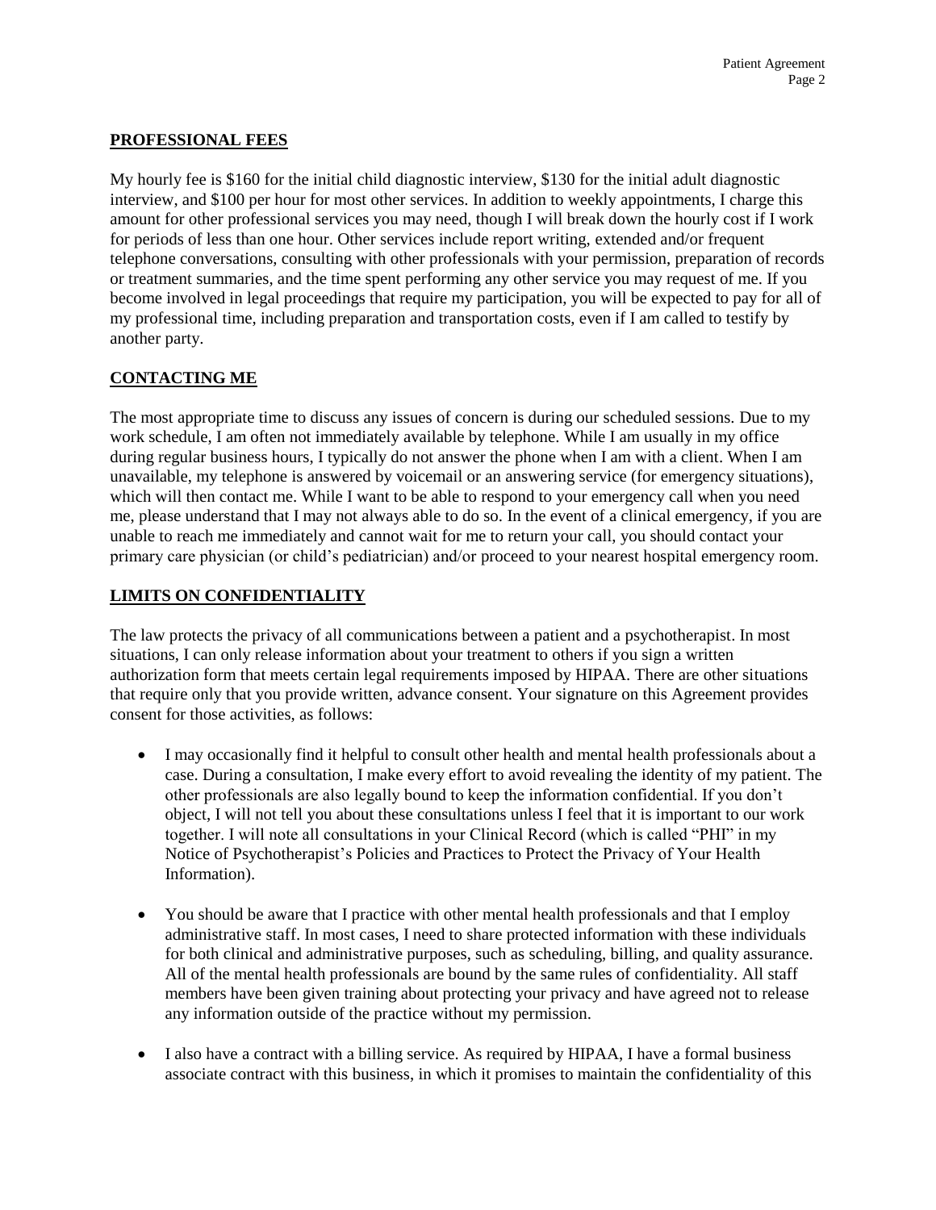## PROFESSIONAL FEES

My hourly fee is $160 for the initial child diagnostic interview, $130 for the initial adult diagnostic interview, and $100 per hour for most other services. In addition to weekly appointments, I charge this amount for other professional services you may need, though I will break down the hourly cost if I work for periods of less than one hour. Other services include report writing, extended and/or frequent telephone conversations, consulting with other professionals with your permission, preparation of records or treatment summaries, and the time spent performing any other service you may request of me. If you become involved in legal proceedings that require my participation, you will be expected to pay for all of my professional time, including preparation and transportation costs, even if I am called to testify by another party.

## CONTACTING ME

The most appropriate time to discuss any issues of concern is during our scheduled sessions. Due to my work schedule, I am often not immediately available by telephone. While I am usually in my office during regular business hours, I typically do not answer the phone when I am with a client. When I am unavailable, my telephone is answered by voicemail or an answering service (for emergency situations), which will then contact me. While I want to be able to respond to your emergency call when you need me, please understand that I may not always able to do so. In the event of a clinical emergency, if you are unable to reach me immediately and cannot wait for me to return your call, you should contact your primary care physician (or child's pediatrician) and/or proceed to your nearest hospital emergency room.

## LIMITS ON CONFIDENTIALITY

The law protects the privacy of all communications between a patient and a psychotherapist. In most situations, I can only release information about your treatment to others if you sign a written authorization form that meets certain legal requirements imposed by HIPAA. There are other situations that require only that you provide written, advance consent. Your signature on this Agreement provides consent for those activities, as follows:

- I may occasionally find it helpful to consult other health and mental health professionals about a case. During a consultation, I make every effort to avoid revealing the identity of my patient. The other professionals are also legally bound to keep the information confidential. If you don't object, I will not tell you about these consultations unless I feel that it is important to our work together. I will note all consultations in your Clinical Record (which is called "PHI" in my Notice of Psychotherapist's Policies and Practices to Protect the Privacy of Your Health Information).

- You should be aware that I practice with other mental health professionals and that I employ administrative staff. In most cases, I need to share protected information with these individuals for both clinical and administrative purposes, such as scheduling, billing, and quality assurance. All of the mental health professionals are bound by the same rules of confidentiality. All staff members have been given training about protecting your privacy and have agreed not to release any information outside of the practice without my permission.

- I also have a contract with a billing service. As required by HIPAA, I have a formal business associate contract with this business, in which it promises to maintain the confidentiality of this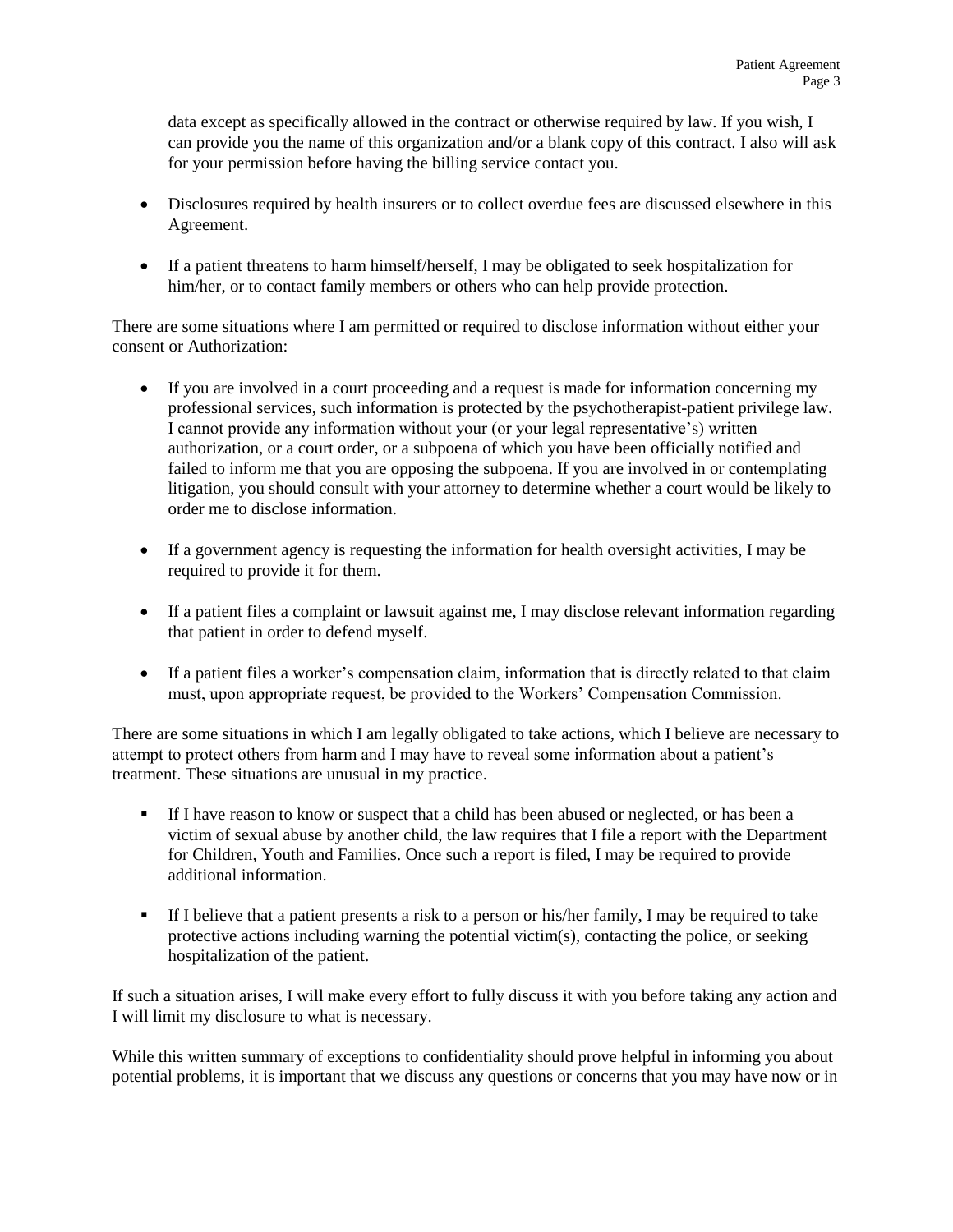data except as specifically allowed in the contract or otherwise required by law. If you wish, I can provide you the name of this organization and/or a blank copy of this contract. I also will ask for your permission before having the billing service contact you.

- Disclosures required by health insurers or to collect overdue fees are discussed elsewhere in this Agreement.

- If a patient threatens to harm himself/herself, I may be obligated to seek hospitalization for him/her, or to contact family members or others who can help provide protection.

There are some situations where I am permitted or required to disclose information without either your consent or Authorization:

- If you are involved in a court proceeding and a request is made for information concerning my professional services, such information is protected by the psychotherapist-patient privilege law. I cannot provide any information without your (or your legal representative's) written authorization, or a court order, or a subpoena of which you have been officially notified and failed to inform me that you are opposing the subpoena. If you are involved in or contemplating litigation, you should consult with your attorney to determine whether a court would be likely to order me to disclose information.

- If a government agency is requesting the information for health oversight activities, I may be required to provide it for them.

- If a patient files a complaint or lawsuit against me, I may disclose relevant information regarding that patient in order to defend myself.

- If a patient files a worker's compensation claim, information that is directly related to that claim must, upon appropriate request, be provided to the Workers' Compensation Commission.

There are some situations in which I am legally obligated to take actions, which I believe are necessary to attempt to protect others from harm and I may have to reveal some information about a patient's treatment. These situations are unusual in my practice.

- If I have reason to know or suspect that a child has been abused or neglected, or has been a victim of sexual abuse by another child, the law requires that I file a report with the Department for Children, Youth and Families. Once such a report is filed, I may be required to provide additional information.

- If I believe that a patient presents a risk to a person or his/her family, I may be required to take protective actions including warning the potential victim(s), contacting the police, or seeking hospitalization of the patient.

If such a situation arises, I will make every effort to fully discuss it with you before taking any action and I will limit my disclosure to what is necessary.

While this written summary of exceptions to confidentiality should prove helpful in informing you about potential problems, it is important that we discuss any questions or concerns that you may have now or in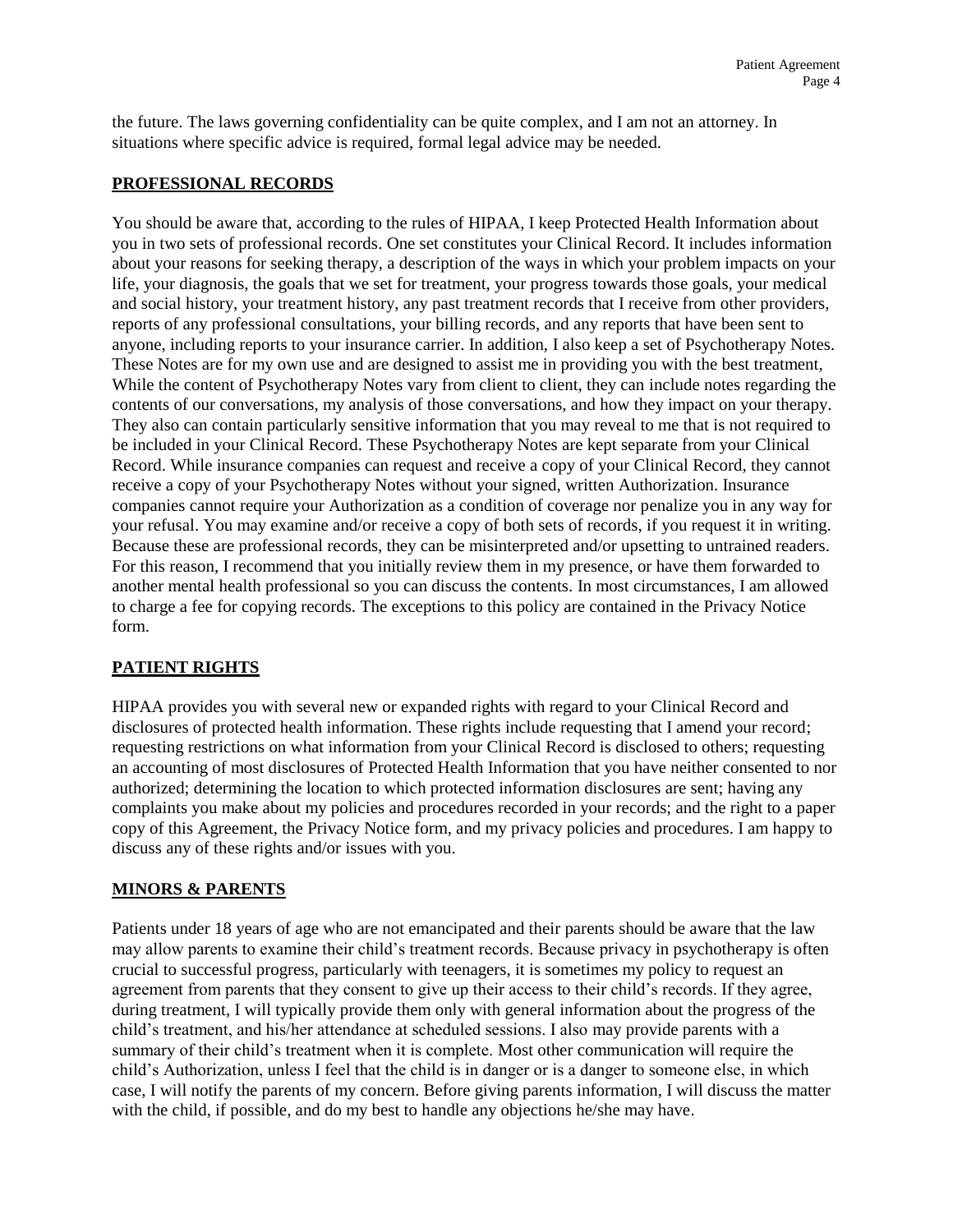the future. The laws governing confidentiality can be quite complex, and I am not an attorney. In situations where specific advice is required, formal legal advice may be needed.

## PROFESSIONAL RECORDS

You should be aware that, according to the rules of HIPAA, I keep Protected Health Information about you in two sets of professional records. One set constitutes your Clinical Record. It includes information about your reasons for seeking therapy, a description of the ways in which your problem impacts on your life, your diagnosis, the goals that we set for treatment, your progress towards those goals, your medical and social history, your treatment history, any past treatment records that I receive from other providers, reports of any professional consultations, your billing records, and any reports that have been sent to anyone, including reports to your insurance carrier. In addition, I also keep a set of Psychotherapy Notes. These Notes are for my own use and are designed to assist me in providing you with the best treatment, While the content of Psychotherapy Notes vary from client to client, they can include notes regarding the contents of our conversations, my analysis of those conversations, and how they impact on your therapy. They also can contain particularly sensitive information that you may reveal to me that is not required to be included in your Clinical Record. These Psychotherapy Notes are kept separate from your Clinical Record. While insurance companies can request and receive a copy of your Clinical Record, they cannot receive a copy of your Psychotherapy Notes without your signed, written Authorization. Insurance companies cannot require your Authorization as a condition of coverage nor penalize you in any way for your refusal. You may examine and/or receive a copy of both sets of records, if you request it in writing. Because these are professional records, they can be misinterpreted and/or upsetting to untrained readers. For this reason, I recommend that you initially review them in my presence, or have them forwarded to another mental health professional so you can discuss the contents. In most circumstances, I am allowed to charge a fee for copying records. The exceptions to this policy are contained in the Privacy Notice form.

## PATIENT RIGHTS

HIPAA provides you with several new or expanded rights with regard to your Clinical Record and disclosures of protected health information. These rights include requesting that I amend your record; requesting restrictions on what information from your Clinical Record is disclosed to others; requesting an accounting of most disclosures of Protected Health Information that you have neither consented to nor authorized; determining the location to which protected information disclosures are sent; having any complaints you make about my policies and procedures recorded in your records; and the right to a paper copy of this Agreement, the Privacy Notice form, and my privacy policies and procedures. I am happy to discuss any of these rights and/or issues with you.

## MINORS & PARENTS

Patients under 18 years of age who are not emancipated and their parents should be aware that the law may allow parents to examine their child's treatment records. Because privacy in psychotherapy is often crucial to successful progress, particularly with teenagers, it is sometimes my policy to request an agreement from parents that they consent to give up their access to their child's records. If they agree, during treatment, I will typically provide them only with general information about the progress of the child's treatment, and his/her attendance at scheduled sessions. I also may provide parents with a summary of their child's treatment when it is complete. Most other communication will require the child's Authorization, unless I feel that the child is in danger or is a danger to someone else, in which case, I will notify the parents of my concern. Before giving parents information, I will discuss the matter with the child, if possible, and do my best to handle any objections he/she may have.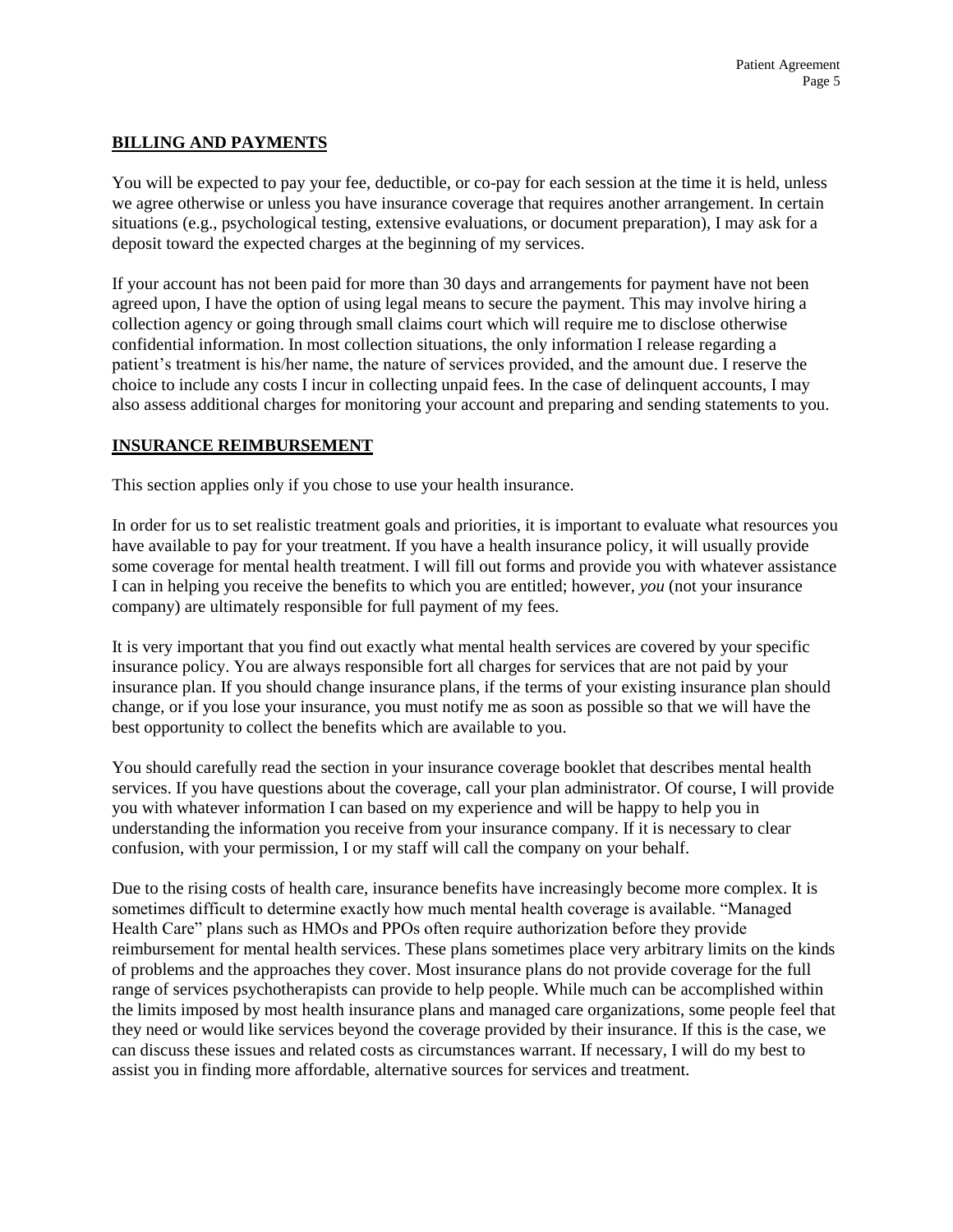## **BILLING AND PAYMENTS**

You will be expected to pay your fee, deductible, or co-pay for each session at the time it is held, unless we agree otherwise or unless you have insurance coverage that requires another arrangement. In certain situations (e.g., psychological testing, extensive evaluations, or document preparation), I may ask for a deposit toward the expected charges at the beginning of my services.

If your account has not been paid for more than 30 days and arrangements for payment have not been agreed upon, I have the option of using legal means to secure the payment. This may involve hiring a collection agency or going through small claims court which will require me to disclose otherwise confidential information. In most collection situations, the only information I release regarding a patient's treatment is his/her name, the nature of services provided, and the amount due. I reserve the choice to include any costs I incur in collecting unpaid fees. In the case of delinquent accounts, I may also assess additional charges for monitoring your account and preparing and sending statements to you.

## **INSURANCE REIMBURSEMENT**

This section applies only if you chose to use your health insurance.

In order for us to set realistic treatment goals and priorities, it is important to evaluate what resources you have available to pay for your treatment. If you have a health insurance policy, it will usually provide some coverage for mental health treatment. I will fill out forms and provide you with whatever assistance I can in helping you receive the benefits to which you are entitled; however, *you* (not your insurance company) are ultimately responsible for full payment of my fees.

It is very important that you find out exactly what mental health services are covered by your specific insurance policy. You are always responsible fort all charges for services that are not paid by your insurance plan. If you should change insurance plans, if the terms of your existing insurance plan should change, or if you lose your insurance, you must notify me as soon as possible so that we will have the best opportunity to collect the benefits which are available to you.

You should carefully read the section in your insurance coverage booklet that describes mental health services. If you have questions about the coverage, call your plan administrator. Of course, I will provide you with whatever information I can based on my experience and will be happy to help you in understanding the information you receive from your insurance company. If it is necessary to clear confusion, with your permission, I or my staff will call the company on your behalf.

Due to the rising costs of health care, insurance benefits have increasingly become more complex. It is sometimes difficult to determine exactly how much mental health coverage is available. "Managed Health Care" plans such as HMOs and PPOs often require authorization before they provide reimbursement for mental health services. These plans sometimes place very arbitrary limits on the kinds of problems and the approaches they cover. Most insurance plans do not provide coverage for the full range of services psychotherapists can provide to help people. While much can be accomplished within the limits imposed by most health insurance plans and managed care organizations, some people feel that they need or would like services beyond the coverage provided by their insurance. If this is the case, we can discuss these issues and related costs as circumstances warrant. If necessary, I will do my best to assist you in finding more affordable, alternative sources for services and treatment.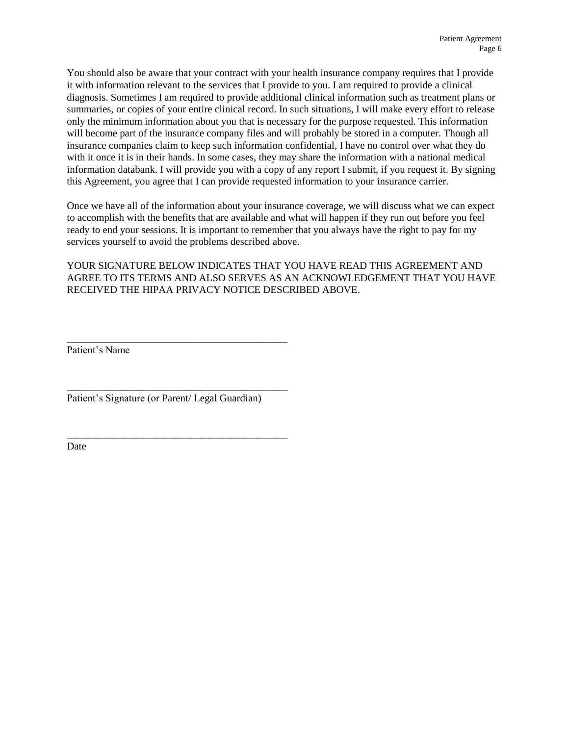You should also be aware that your contract with your health insurance company requires that I provide it with information relevant to the services that I provide to you. I am required to provide a clinical diagnosis. Sometimes I am required to provide additional clinical information such as treatment plans or summaries, or copies of your entire clinical record. In such situations, I will make every effort to release only the minimum information about you that is necessary for the purpose requested. This information will become part of the insurance company files and will probably be stored in a computer. Though all insurance companies claim to keep such information confidential, I have no control over what they do with it once it is in their hands. In some cases, they may share the information with a national medical information databank. I will provide you with a copy of any report I submit, if you request it. By signing this Agreement, you agree that I can provide requested information to your insurance carrier.

Once we have all of the information about your insurance coverage, we will discuss what we can expect to accomplish with the benefits that are available and what will happen if they run out before you feel ready to end your sessions. It is important to remember that you always have the right to pay for my services yourself to avoid the problems described above.

YOUR SIGNATURE BELOW INDICATES THAT YOU HAVE READ THIS AGREEMENT AND AGREE TO ITS TERMS AND ALSO SERVES AS AN ACKNOWLEDGEMENT THAT YOU HAVE RECEIVED THE HIPAA PRIVACY NOTICE DESCRIBED ABOVE.

___________________________________________

Patient's Name

___________________________________________

Patient's Signature (or Parent/ Legal Guardian)

___________________________________________

Date